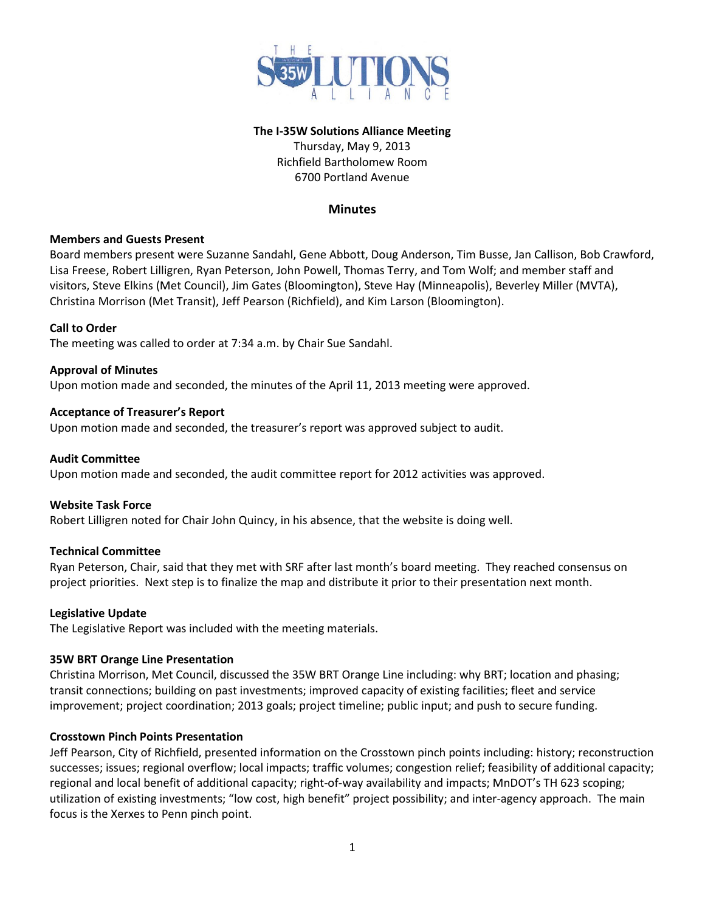**The I-35W Solutions Alliance Meeting**
Thursday, May 9, 2013
Richfield Bartholomew Room
6700 Portland Avenue

## Minutes

**Members and Guests Present**
Board members present were Suzanne Sandahl, Gene Abbott, Doug Anderson, Tim Busse, Jan Callison, Bob Crawford, Lisa Freese, Robert Lilligren, Ryan Peterson, John Powell, Thomas Terry, and Tom Wolf; and member staff and visitors, Steve Elkins (Met Council), Jim Gates (Bloomington), Steve Hay (Minneapolis), Beverley Miller (MVTA), Christina Morrison (Met Transit), Jeff Pearson (Richfield), and Kim Larson (Bloomington).

**Call to Order**
The meeting was called to order at 7:34 a.m. by Chair Sue Sandahl.

**Approval of Minutes**
Upon motion made and seconded, the minutes of the April 11, 2013 meeting were approved.

**Acceptance of Treasurer's Report**
Upon motion made and seconded, the treasurer's report was approved subject to audit.

**Audit Committee**
Upon motion made and seconded, the audit committee report for 2012 activities was approved.

**Website Task Force**
Robert Lilligren noted for Chair John Quincy, in his absence, that the website is doing well.

**Technical Committee**
Ryan Peterson, Chair, said that they met with SRF after last month's board meeting. They reached consensus on project priorities. Next step is to finalize the map and distribute it prior to their presentation next month.

**Legislative Update**
The Legislative Report was included with the meeting materials.

**35W BRT Orange Line Presentation**
Christina Morrison, Met Council, discussed the 35W BRT Orange Line including: why BRT; location and phasing; transit connections; building on past investments; improved capacity of existing facilities; fleet and service improvement; project coordination; 2013 goals; project timeline; public input; and push to secure funding.

**Crosstown Pinch Points Presentation**
Jeff Pearson, City of Richfield, presented information on the Crosstown pinch points including: history; reconstruction successes; issues; regional overflow; local impacts; traffic volumes; congestion relief; feasibility of additional capacity; regional and local benefit of additional capacity; right-of-way availability and impacts; MnDOT's TH 623 scoping; utilization of existing investments; "low cost, high benefit" project possibility; and inter-agency approach. The main focus is the Xerxes to Penn pinch point.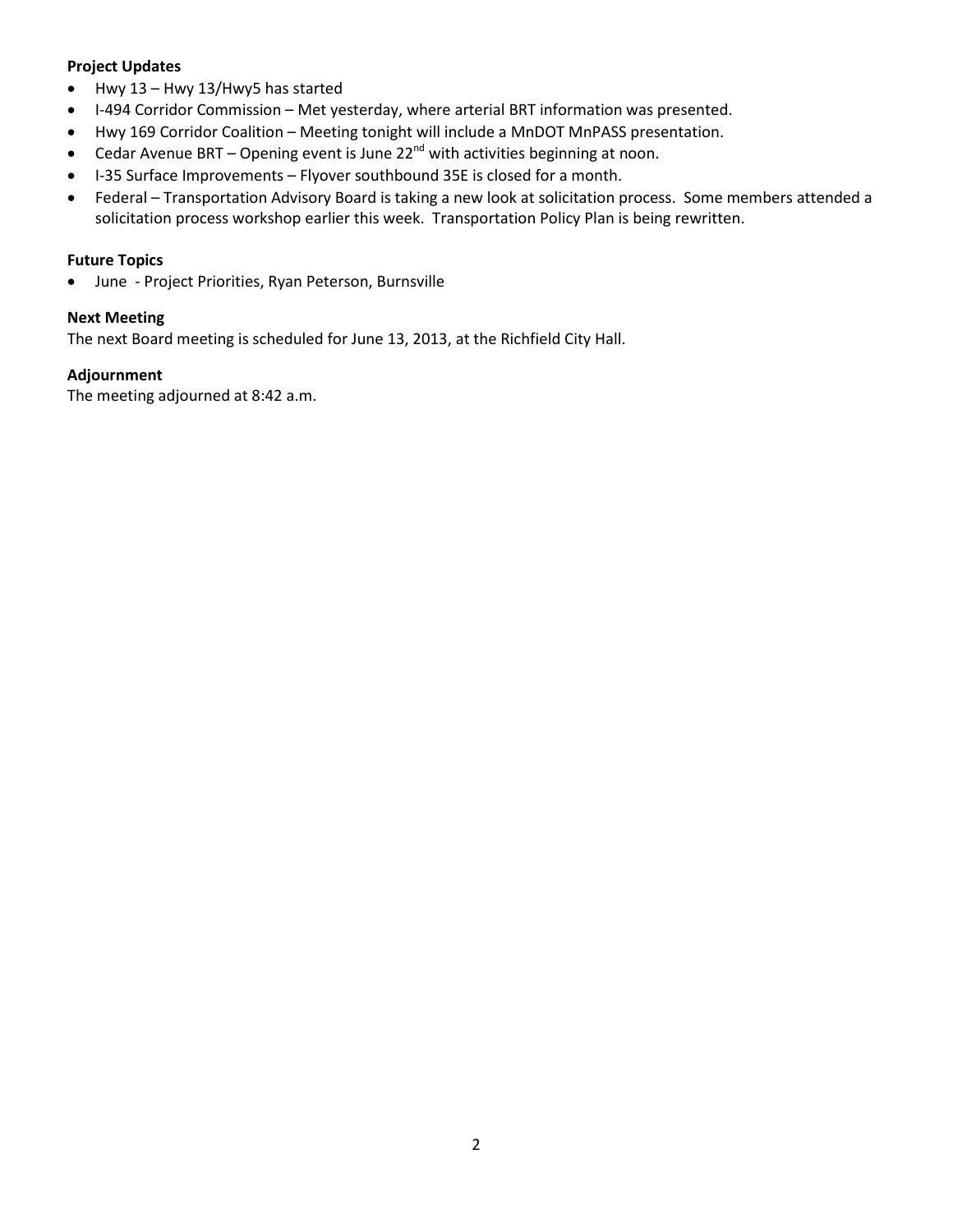**Project Updates**

- Hwy 13 – Hwy 13/Hwy5 has started
- I-494 Corridor Commission – Met yesterday, where arterial BRT information was presented.
- Hwy 169 Corridor Coalition – Meeting tonight will include a MnDOT MnPASS presentation.
- Cedar Avenue BRT – Opening event is June 22nd with activities beginning at noon.
- I-35 Surface Improvements – Flyover southbound 35E is closed for a month.
- Federal – Transportation Advisory Board is taking a new look at solicitation process. Some members attended a solicitation process workshop earlier this week. Transportation Policy Plan is being rewritten.

**Future Topics**

- June - Project Priorities, Ryan Peterson, Burnsville

**Next Meeting**

The next Board meeting is scheduled for June 13, 2013, at the Richfield City Hall.

**Adjournment**

The meeting adjourned at 8:42 a.m.